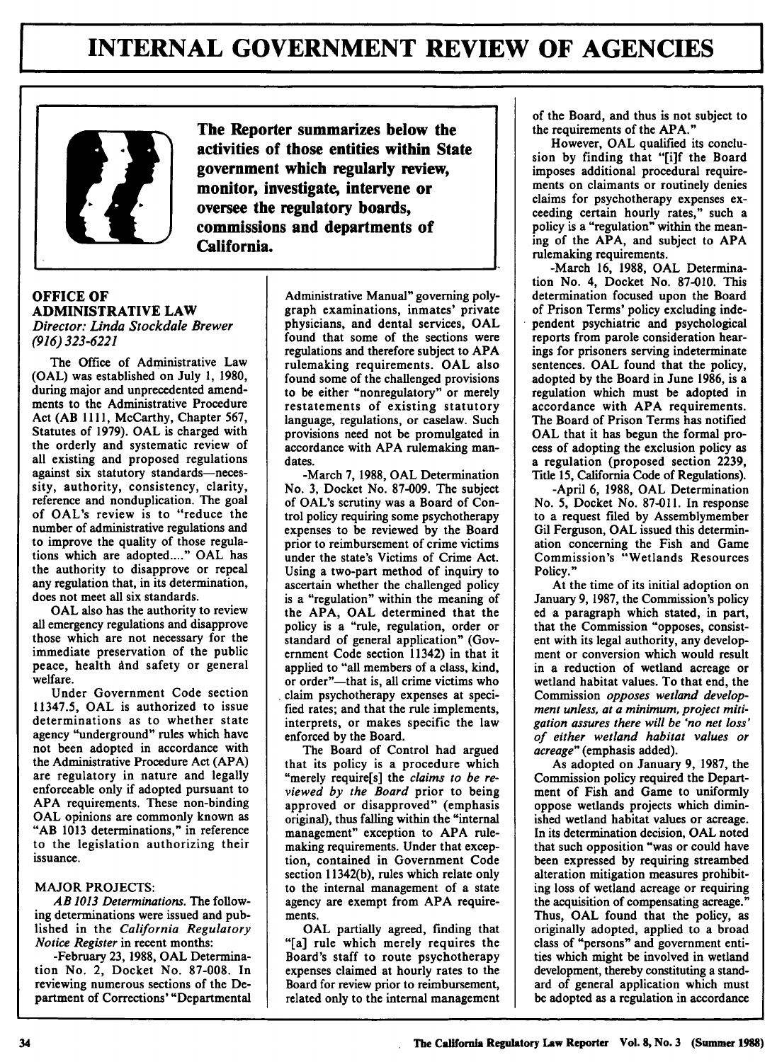# INTERNAL GOVERNMENT REVIEW OF AGENCIES

**The Reporter summarizes below the activities of those entities within State government which regularly review, monitor, investigate, intervene or oversee the regulatory boards, commissions and departments of California.**

## OFFICE OF ADMINISTRATIVE LAW

*Director: Linda Stockdale Brewer*
*(916) 323-6221*

The Office of Administrative Law (OAL) was established on July 1, 1980, during major and unprecedented amendments to the Administrative Procedure Act (AB 1111, McCarthy, Chapter 567, Statutes of 1979). OAL is charged with the orderly and systematic review of all existing and proposed regulations against six statutory standards—necessity, authority, consistency, clarity, reference and nonduplication. The goal of OAL's review is to "reduce the number of administrative regulations and to improve the quality of those regulations which are adopted...." OAL has the authority to disapprove or repeal any regulation that, in its determination, does not meet all six standards.

OAL also has the authority to review all emergency regulations and disapprove those which are not necessary for the immediate preservation of the public peace, health and safety or general welfare.

Under Government Code section 11347.5, OAL is authorized to issue determinations as to whether state agency "underground" rules which have not been adopted in accordance with the Administrative Procedure Act (APA) are regulatory in nature and legally enforceable only if adopted pursuant to APA requirements. These non-binding OAL opinions are commonly known as "AB 1013 determinations," in reference to the legislation authorizing their issuance.

### MAJOR PROJECTS:

*AB 1013 Determinations.* The following determinations were issued and published in the *California Regulatory Notice Register* in recent months:

-February 23, 1988, OAL Determination No. 2, Docket No. 87-008. In reviewing numerous sections of the Department of Corrections' "Departmental Administrative Manual" governing polygraph examinations, inmates' private physicians, and dental services, OAL found that some of the sections were regulations and therefore subject to APA rulemaking requirements. OAL also found some of the challenged provisions to be either "nonregulatory" or merely restatements of existing statutory language, regulations, or caselaw. Such provisions need not be promulgated in accordance with APA rulemaking mandates.

-March 7, 1988, OAL Determination No. 3, Docket No. 87-009. The subject of OAL's scrutiny was a Board of Control policy requiring some psychotherapy expenses to be reviewed by the Board prior to reimbursement of crime victims under the state's Victims of Crime Act. Using a two-part method of inquiry to ascertain whether the challenged policy is a "regulation" within the meaning of the APA, OAL determined that the policy is a "rule, regulation, order or standard of general application" (Government Code section 11342) in that it applied to "all members of a class, kind, or order"—that is, all crime victims who claim psychotherapy expenses at specified rates; and that the rule implements, interprets, or makes specific the law enforced by the Board.

The Board of Control had argued that its policy is a procedure which "merely require[s] the *claims to be reviewed by the Board* prior to being approved or disapproved" (emphasis original), thus falling within the "internal management" exception to APA rulemaking requirements. Under that exception, contained in Government Code section 11342(b), rules which relate only to the internal management of a state agency are exempt from APA requirements.

OAL partially agreed, finding that "[a] rule which merely requires the Board's staff to route psychotherapy expenses claimed at hourly rates to the Board for review prior to reimbursement, related only to the internal management of the Board, and thus is not subject to the requirements of the APA."

However, OAL qualified its conclusion by finding that "[i]f the Board imposes additional procedural requirements on claimants or routinely denies claims for psychotherapy expenses exceeding certain hourly rates," such a policy is a "regulation" within the meaning of the APA, and subject to APA rulemaking requirements.

-March 16, 1988, OAL Determination No. 4, Docket No. 87-010. This determination focused upon the Board of Prison Terms' policy excluding independent psychiatric and psychological reports from parole consideration hearings for prisoners serving indeterminate sentences. OAL found that the policy, adopted by the Board in June 1986, is a regulation which must be adopted in accordance with APA requirements. The Board of Prison Terms has notified OAL that it has begun the formal process of adopting the exclusion policy as a regulation (proposed section 2239, Title 15, California Code of Regulations).

-April 6, 1988, OAL Determination No. 5, Docket No. 87-011. In response to a request filed by Assemblymember Gil Ferguson, OAL issued this determination concerning the Fish and Game Commission's "Wetlands Resources Policy."

At the time of its initial adoption on January 9, 1987, the Commission's policy ed a paragraph which stated, in part, that the Commission "opposes, consistent with its legal authority, any development or conversion which would result in a reduction of wetland acreage or wetland habitat values. To that end, the Commission *opposes wetland development unless, at a minimum, project mitigation assures there will be 'no net loss' of either wetland habitat values or acreage*" (emphasis added).

As adopted on January 9, 1987, the Commission policy required the Department of Fish and Game to uniformly oppose wetlands projects which diminished wetland habitat values or acreage. In its determination decision, OAL noted that such opposition "was or could have been expressed by requiring streambed alteration mitigation measures prohibiting loss of wetland acreage or requiring the acquisition of compensating acreage." Thus, OAL found that the policy, as originally adopted, applied to a broad class of "persons" and government entities which might be involved in wetland development, thereby constituting a standard of general application which must be adopted as a regulation in accordance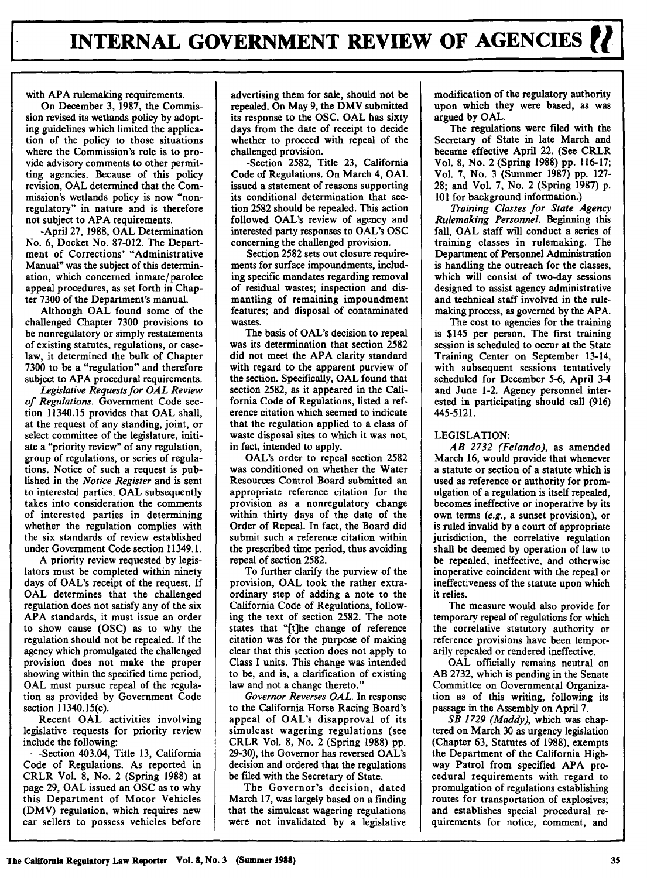with APA rulemaking requirements.

On December 3, 1987, the Commission revised its wetlands policy by adopting guidelines which limited the application of the policy to those situations where the Commission's role is to provide advisory comments to other permitting agencies. Because of this policy revision, OAL determined that the Commission's wetlands policy is now "nonregulatory" in nature and is therefore not subject to APA requirements.

-April 27, 1988, OAL Determination No. 6, Docket No. 87-012. The Department of Corrections' "Administrative Manual" was the subject of this determination, which concerned inmate/parolee appeal procedures, as set forth in Chapter 7300 of the Department's manual.

Although OAL found some of the challenged Chapter 7300 provisions to be nonregulatory or simply restatements of existing statutes, regulations, or caselaw, it determined the bulk of Chapter 7300 to be a "regulation" and therefore subject to APA procedural requirements.

*Legislative Requests for OAL Review of Regulations.* Government Code section 11340.15 provides that OAL shall, at the request of any standing, joint, or select committee of the legislature, initiate a "priority review" of any regulation, group of regulations, or series of regulations. Notice of such a request is published in the *Notice Register* and is sent to interested parties. OAL subsequently takes into consideration the comments of interested parties in determining whether the regulation complies with the six standards of review established under Government Code section 11349.1.

A priority review requested by legislators must be completed within ninety days of OAL's receipt of the request. If OAL determines that the challenged regulation does not satisfy any of the six APA standards, it must issue an order to show cause (OSC) as to why the regulation should not be repealed. If the agency which promulgated the challenged provision does not make the proper showing within the specified time period, OAL must pursue repeal of the regulation as provided by Government Code section 11340.15(c).

Recent OAL activities involving legislative requests for priority review include the following:

-Section 403.04, Title 13, California Code of Regulations. As reported in CRLR Vol. 8, No. 2 (Spring 1988) at page 29, OAL issued an OSC as to why this Department of Motor Vehicles (DMV) regulation, which requires new car sellers to possess vehicles before advertising them for sale, should not be repealed. On May 9, the DMV submitted its response to the OSC. OAL has sixty days from the date of receipt to decide whether to proceed with repeal of the challenged provision.

-Section 2582, Title 23, California Code of Regulations. On March 4, OAL issued a statement of reasons supporting its conditional determination that section 2582 should be repealed. This action followed OAL's review of agency and interested party responses to OAL's OSC concerning the challenged provision.

Section 2582 sets out closure requirements for surface impoundments, including specific mandates regarding removal of residual wastes; inspection and dismantling of remaining impoundment features; and disposal of contaminated wastes.

The basis of OAL's decision to repeal was its determination that section 2582 did not meet the APA clarity standard with regard to the apparent purview of the section. Specifically, OAL found that section 2582, as it appeared in the California Code of Regulations, listed a reference citation which seemed to indicate that the regulation applied to a class of waste disposal sites to which it was not, in fact, intended to apply.

OAL's order to repeal section 2582 was conditioned on whether the Water Resources Control Board submitted an appropriate reference citation for the provision as a nonregulatory change within thirty days of the date of the Order of Repeal. In fact, the Board did submit such a reference citation within the prescribed time period, thus avoiding repeal of section 2582.

To further clarify the purview of the provision, OAL took the rather extraordinary step of adding a note to the California Code of Regulations, following the text of section 2582. The note states that "[t]he change of reference citation was for the purpose of making clear that this section does not apply to Class I units. This change was intended to be, and is, a clarification of existing law and not a change thereto."

*Governor Reverses OAL.* In response to the California Horse Racing Board's appeal of OAL's disapproval of its simulcast wagering regulations (see CRLR Vol. 8, No. 2 (Spring 1988) pp. 29-30), the Governor has reversed OAL's decision and ordered that the regulations be filed with the Secretary of State.

The Governor's decision, dated March 17, was largely based on a finding that the simulcast wagering regulations were not invalidated by a legislative modification of the regulatory authority upon which they were based, as was argued by OAL.

The regulations were filed with the Secretary of State in late March and became effective April 22. (See CRLR Vol. 8, No. 2 (Spring 1988) pp. 116-17; Vol. 7, No. 3 (Summer 1987) pp. 127-28; and Vol. 7, No. 2 (Spring 1987) p. 101 for background information.)

*Training Classes for State Agency Rulemaking Personnel.* Beginning this fall, OAL staff will conduct a series of training classes in rulemaking. The Department of Personnel Administration is handling the outreach for the classes, which will consist of two-day sessions designed to assist agency administrative and technical staff involved in the rulemaking process, as governed by the APA.

The cost to agencies for the training is $145 per person. The first training session is scheduled to occur at the State Training Center on September 13-14, with subsequent sessions tentatively scheduled for December 5-6, April 3-4 and June 1-2. Agency personnel interested in participating should call (916) 445-5121.

## LEGISLATION:

*AB 2732 (Felando)*, as amended March 16, would provide that whenever a statute or section of a statute which is used as reference or authority for promulgation of a regulation is itself repealed, becomes ineffective or inoperative by its own terms (*e.g.*, a sunset provision), or is ruled invalid by a court of appropriate jurisdiction, the correlative regulation shall be deemed by operation of law to be repealed, ineffective, and otherwise inoperative coincident with the repeal or ineffectiveness of the statute upon which it relies.

The measure would also provide for temporary repeal of regulations for which the correlative statutory authority or reference provisions have been temporarily repealed or rendered ineffective.

OAL officially remains neutral on AB 2732, which is pending in the Senate Committee on Governmental Organization as of this writing, following its passage in the Assembly on April 7.

*SB 1729 (Maddy)*, which was chaptered on March 30 as urgency legislation (Chapter 63, Statutes of 1988), exempts the Department of the California Highway Patrol from specified APA procedural requirements with regard to promulgation of regulations establishing routes for transportation of explosives; and establishes special procedural requirements for notice, comment, and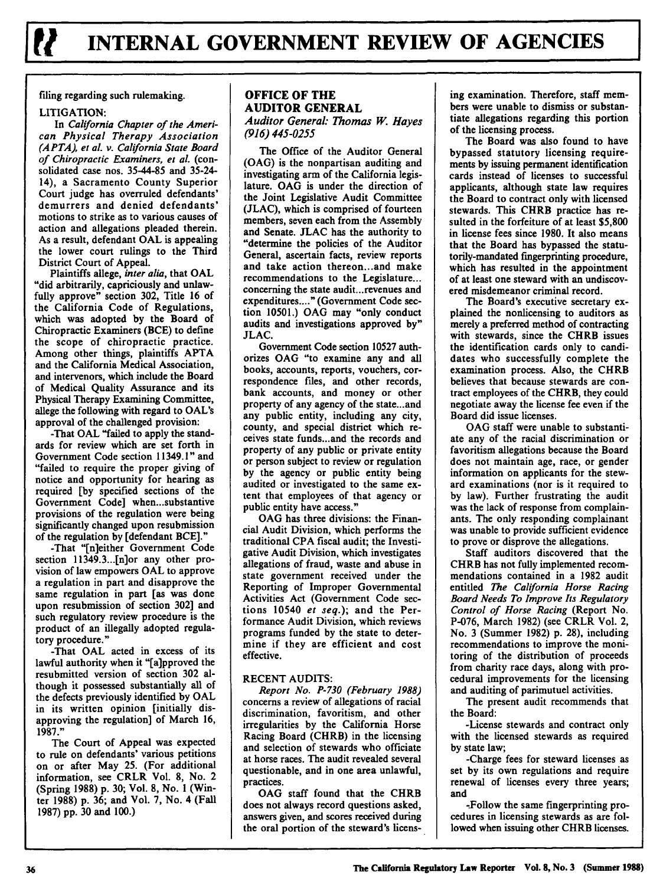filing regarding such rulemaking.

LITIGATION:

In *California Chapter of the American Physical Therapy Association (APTA), et al. v. California State Board of Chiropractic Examiners, et al.* (consolidated case nos. 35-44-85 and 35-24-14), a Sacramento County Superior Court judge has overruled defendants' demurrers and denied defendants' motions to strike as to various causes of action and allegations pleaded therein. As a result, defendant OAL is appealing the lower court rulings to the Third District Court of Appeal.

Plaintiffs allege, *inter alia*, that OAL "did arbitrarily, capriciously and unlawfully approve" section 302, Title 16 of the California Code of Regulations, which was adopted by the Board of Chiropractic Examiners (BCE) to define the scope of chiropractic practice. Among other things, plaintiffs APTA and the California Medical Association, and intervenors, which include the Board of Medical Quality Assurance and its Physical Therapy Examining Committee, allege the following with regard to OAL's approval of the challenged provision:

-That OAL "failed to apply the standards for review which are set forth in Government Code section 11349.1" and "failed to require the proper giving of notice and opportunity for hearing as required [by specified sections of the Government Code] when...substantive provisions of the regulation were being significantly changed upon resubmission of the regulation by [defendant BCE]."

-That "[n]either Government Code section 11349.3...[n]or any other provision of law empowers OAL to approve a regulation in part and disapprove the same regulation in part [as was done upon resubmission of section 302] and such regulatory review procedure is the product of an illegally adopted regulatory procedure."

-That OAL acted in excess of its lawful authority when it "[a]pproved the resubmitted version of section 302 although it possessed substantially all of the defects previously identified by OAL in its written opinion [initially disapproving the regulation] of March 16, 1987."

The Court of Appeal was expected to rule on defendants' various petitions on or after May 25. (For additional information, see CRLR Vol. 8, No. 2 (Spring 1988) p. 30; Vol. 8, No. 1 (Winter 1988) p. 36; and Vol. 7, No. 4 (Fall 1987) pp. 30 and 100.)

## OFFICE OF THE AUDITOR GENERAL

*Auditor General: Thomas W. Hayes (916) 445-0255*

The Office of the Auditor General (OAG) is the nonpartisan auditing and investigating arm of the California legislature. OAG is under the direction of the Joint Legislative Audit Committee (JLAC), which is comprised of fourteen members, seven each from the Assembly and Senate. JLAC has the authority to "determine the policies of the Auditor General, ascertain facts, review reports and take action thereon...and make recommendations to the Legislature... concerning the state audit...revenues and expenditures...." (Government Code section 10501.) OAG may "only conduct audits and investigations approved by" JLAC.

Government Code section 10527 authorizes OAG "to examine any and all books, accounts, reports, vouchers, correspondence files, and other records, bank accounts, and money or other property of any agency of the state...and any public entity, including any city, county, and special district which receives state funds...and the records and property of any public or private entity or person subject to review or regulation by the agency or public entity being audited or investigated to the same extent that employees of that agency or public entity have access."

OAG has three divisions: the Financial Audit Division, which performs the traditional CPA fiscal audit; the Investigative Audit Division, which investigates allegations of fraud, waste and abuse in state government received under the Reporting of Improper Governmental Activities Act (Government Code sections 10540 *et seq.*); and the Performance Audit Division, which reviews programs funded by the state to determine if they are efficient and cost effective.

### RECENT AUDITS:

*Report No. P-730 (February 1988)* concerns a review of allegations of racial discrimination, favoritism, and other irregularities by the California Horse Racing Board (CHRB) in the licensing and selection of stewards who officiate at horse races. The audit revealed several questionable, and in one area unlawful, practices.

OAG staff found that the CHRB does not always record questions asked, answers given, and scores received during the oral portion of the steward's licensing examination. Therefore, staff members were unable to dismiss or substantiate allegations regarding this portion of the licensing process.

The Board was also found to have bypassed statutory licensing requirements by issuing permanent identification cards instead of licenses to successful applicants, although state law requires the Board to contract only with licensed stewards. This CHRB practice has resulted in the forfeiture of at least $5,800 in license fees since 1980. It also means that the Board has bypassed the statutorily-mandated fingerprinting procedure, which has resulted in the appointment of at least one steward with an undiscovered misdemeanor criminal record.

The Board's executive secretary explained the nonlicensing to auditors as merely a preferred method of contracting with stewards, since the CHRB issues the identification cards only to candidates who successfully complete the examination process. Also, the CHRB believes that because stewards are contract employees of the CHRB, they could negotiate away the license fee even if the Board did issue licenses.

OAG staff were unable to substantiate any of the racial discrimination or favoritism allegations because the Board does not maintain age, race, or gender information on applicants for the steward examinations (nor is it required to by law). Further frustrating the audit was the lack of response from complainants. The only responding complainant was unable to provide sufficient evidence to prove or disprove the allegations.

Staff auditors discovered that the CHRB has not fully implemented recommendations contained in a 1982 audit entitled *The California Horse Racing Board Needs To Improve Its Regulatory Control of Horse Racing* (Report No. P-076, March 1982) (see CRLR Vol. 2, No. 3 (Summer 1982) p. 28), including recommendations to improve the monitoring of the distribution of proceeds from charity race days, along with procedural improvements for the licensing and auditing of parimutuel activities.

The present audit recommends that the Board:

-License stewards and contract only with the licensed stewards as required by state law;

-Charge fees for steward licenses as set by its own regulations and require renewal of licenses every three years; and

-Follow the same fingerprinting procedures in licensing stewards as are followed when issuing other CHRB licenses.